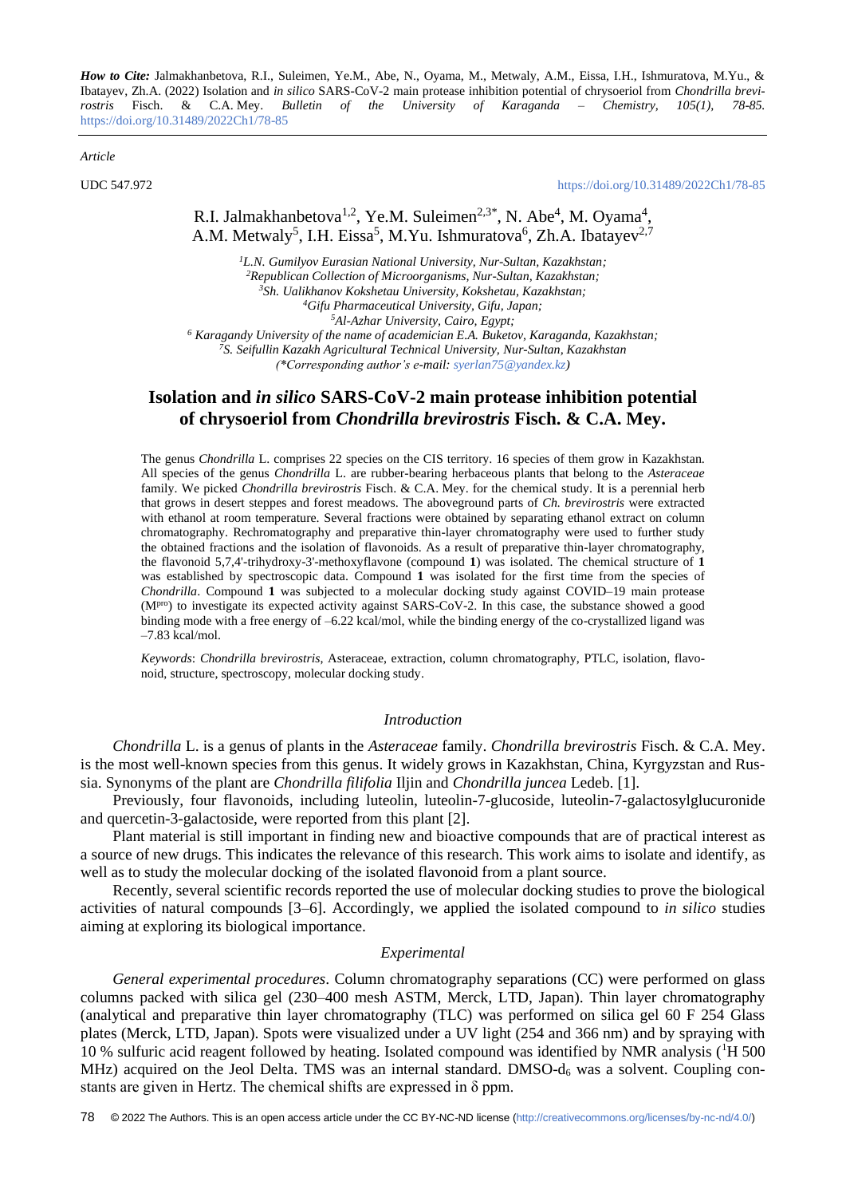*How to Cite:* Jalmakhanbetova, R.I., Suleimen, Ye.M., Abe, N., Oyama, M., Metwaly, A.M., Eissa, I.H., Ishmuratova, M.Yu., & Ibatayev, Zh.A. (2022) Isolation and *in silico* SARS-CoV-2 main protease inhibition potential of chrysoeriol from *Chondrilla brevirostris* Fisch. & C.A. Mey. *Bulletin of the University of Karaganda – Chemistry, 105(1), 78-85.* https://doi.org/10.31489/2022Ch1/78-85

*Article*

UDC 547.972

https://doi.org/10.31489/2022Ch1/78-85

R.I. Jalmakhanbetova[1,2], Ye.M. Suleimen[2,3*], N. Abe[4], M. Oyama[4], A.M. Metwaly[5], I.H. Eissa[5], M.Yu. Ishmuratova[6], Zh.A. Ibatayev[2,7]

[1] *L.N. Gumilyov Eurasian National University, Nur-Sultan, Kazakhstan;*
[2] *Republican Collection of Microorganisms, Nur-Sultan, Kazakhstan;*
[3] *Sh. Ualikhanov Kokshetau University, Kokshetau, Kazakhstan;*
[4] *Gifu Pharmaceutical University, Gifu, Japan;*
[5] *Al-Azhar University, Cairo, Egypt;*
[6] *Karagandy University of the name of academician E.A. Buketov, Karaganda, Kazakhstan;*
[7] *S. Seifullin Kazakh Agricultural Technical University, Nur-Sultan, Kazakhstan*
*(\*Corresponding author's e-mail: syerlan75@yandex.kz)*

# Isolation and *in silico* SARS-CoV-2 main protease inhibition potential of chrysoeriol from *Chondrilla brevirostris* Fisch. & C.A. Mey.

The genus *Chondrilla* L. comprises 22 species on the CIS territory. 16 species of them grow in Kazakhstan. All species of the genus *Chondrilla* L. are rubber-bearing herbaceous plants that belong to the *Asteraceae* family. We picked *Chondrilla brevirostris* Fisch. & C.A. Mey. for the chemical study. It is a perennial herb that grows in desert steppes and forest meadows. The aboveground parts of *Ch. brevirostris* were extracted with ethanol at room temperature. Several fractions were obtained by separating ethanol extract on column chromatography. Rechromatography and preparative thin-layer chromatography were used to further study the obtained fractions and the isolation of flavonoids. As a result of preparative thin-layer chromatography, the flavonoid 5,7,4'-trihydroxy-3'-methoxyflavone (compound **1**) was isolated. The chemical structure of **1** was established by spectroscopic data. Compound **1** was isolated for the first time from the species of *Chondrilla*. Compound **1** was subjected to a molecular docking study against COVID–19 main protease ($M^{pro}$) to investigate its expected activity against SARS-CoV-2. In this case, the substance showed a good binding mode with a free energy of –6.22 kcal/mol, while the binding energy of the co-crystallized ligand was –7.83 kcal/mol.

*Keywords*: *Chondrilla brevirostris*, Asteraceae, extraction, column chromatography, PTLC, isolation, flavonoid, structure, spectroscopy, molecular docking study.

## *Introduction*

*Chondrilla* L. is a genus of plants in the *Asteraceae* family. *Chondrilla brevirostris* Fisch. & C.A. Mey. is the most well-known species from this genus. It widely grows in Kazakhstan, China, Kyrgyzstan and Russia. Synonyms of the plant are *Chondrilla filifolia* Iljin and *Chondrilla juncea* Ledeb. [1].

Previously, four flavonoids, including luteolin, luteolin-7-glucoside, luteolin-7-galactosylglucuronide and quercetin-3-galactoside, were reported from this plant [2].

Plant material is still important in finding new and bioactive compounds that are of practical interest as a source of new drugs. This indicates the relevance of this research. This work aims to isolate and identify, as well as to study the molecular docking of the isolated flavonoid from a plant source.

Recently, several scientific records reported the use of molecular docking studies to prove the biological activities of natural compounds [3–6]. Accordingly, we applied the isolated compound to *in silico* studies aiming at exploring its biological importance.

## *Experimental*

*General experimental procedures*. Column chromatography separations (CC) were performed on glass columns packed with silica gel (230–400 mesh ASTM, Merck, LTD, Japan). Thin layer chromatography (analytical and preparative thin layer chromatography (TLC) was performed on silica gel 60 F 254 Glass plates (Merck, LTD, Japan). Spots were visualized under a UV light (254 and 366 nm) and by spraying with 10 % sulfuric acid reagent followed by heating. Isolated compound was identified by NMR analysis ($^1H$ 500 MHz) acquired on the Jeol Delta. TMS was an internal standard. DMSO-$d_6$ was a solvent. Coupling constants are given in Hertz. The chemical shifts are expressed in δ ppm.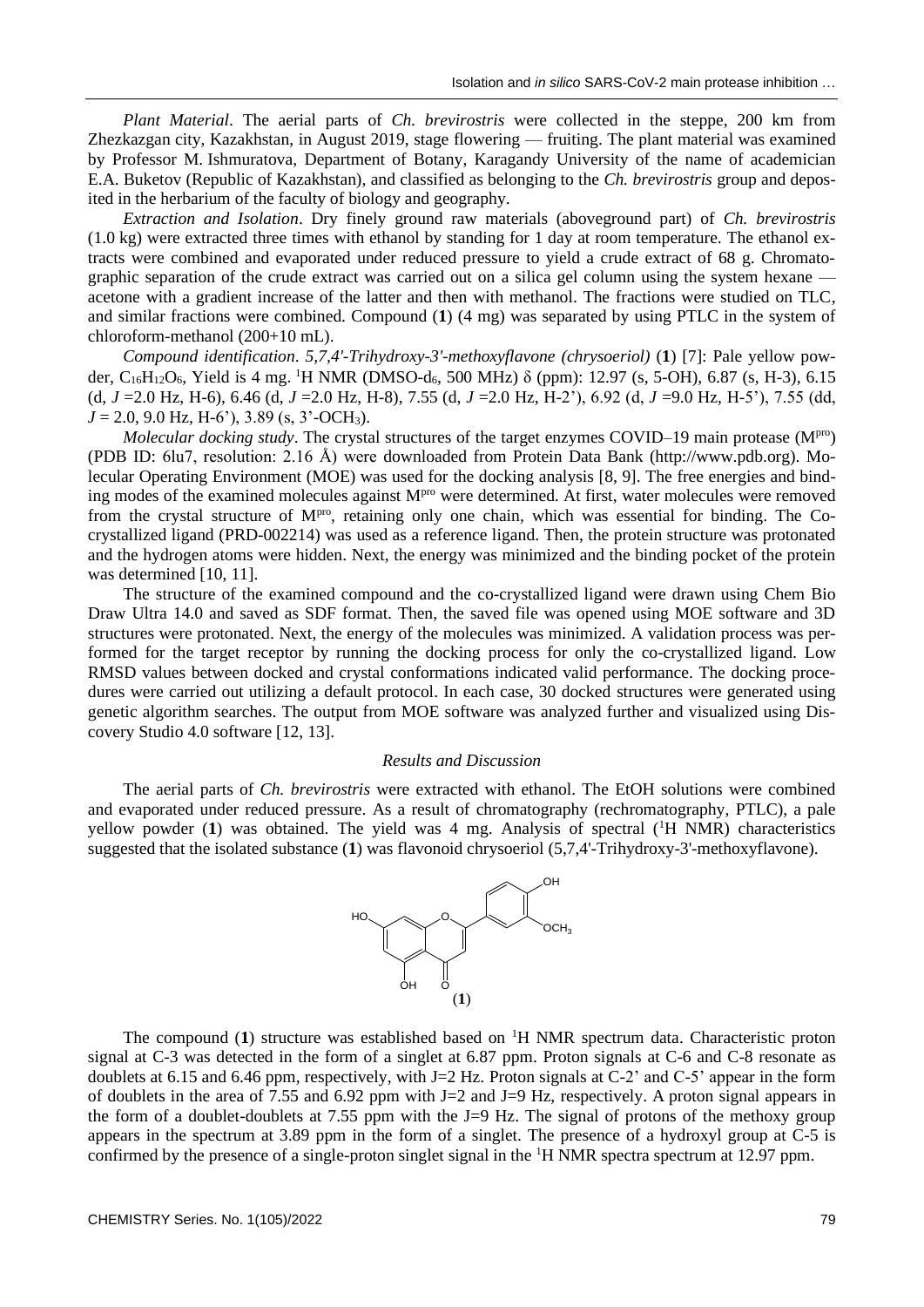*Plant Material*. The aerial parts of *Ch. brevirostris* were collected in the steppe, 200 km from Zhezkazgan city, Kazakhstan, in August 2019, stage flowering — fruiting. The plant material was examined by Professor M. Ishmuratova, Department of Botany, Karagandy University of the name of academician E.A. Buketov (Republic of Kazakhstan), and classified as belonging to the *Ch. brevirostris* group and deposited in the herbarium of the faculty of biology and geography.

*Extraction and Isolation*. Dry finely ground raw materials (aboveground part) of *Ch. brevirostris* (1.0 kg) were extracted three times with ethanol by standing for 1 day at room temperature. The ethanol extracts were combined and evaporated under reduced pressure to yield a crude extract of 68 g. Chromatographic separation of the crude extract was carried out on a silica gel column using the system hexane — acetone with a gradient increase of the latter and then with methanol. The fractions were studied on TLC, and similar fractions were combined. Compound (**1**) (4 mg) was separated by using PTLC in the system of chloroform-methanol (200+10 mL).

*Compound identification*. *5,7,4'-Trihydroxy-3'-methoxyflavone (chrysoeriol)* (**1**) [7]: Pale yellow powder, $C_{16}H_{12}O_6$, Yield is 4 mg. $^1$H NMR (DMSO-$d_6$, 500 MHz) δ (ppm): 12.97 (s, 5-OH), 6.87 (s, H-3), 6.15 (d, *J* =2.0 Hz, H-6), 6.46 (d, *J* =2.0 Hz, H-8), 7.55 (d, *J* =2.0 Hz, H-2'), 6.92 (d, *J* =9.0 Hz, H-5'), 7.55 (dd, *J* = 2.0, 9.0 Hz, H-6'), 3.89 (s, 3'-$OCH_3$).

*Molecular docking study*. The crystal structures of the target enzymes COVID–19 main protease ($M^{pro}$) (PDB ID: 6lu7, resolution: 2.16 Å) were downloaded from Protein Data Bank (http://www.pdb.org). Molecular Operating Environment (MOE) was used for the docking analysis [8, 9]. The free energies and binding modes of the examined molecules against $M^{pro}$ were determined. At first, water molecules were removed from the crystal structure of $M^{pro}$, retaining only one chain, which was essential for binding. The Co-crystallized ligand (PRD-002214) was used as a reference ligand. Then, the protein structure was protonated and the hydrogen atoms were hidden. Next, the energy was minimized and the binding pocket of the protein was determined [10, 11].

The structure of the examined compound and the co-crystallized ligand were drawn using Chem Bio Draw Ultra 14.0 and saved as SDF format. Then, the saved file was opened using MOE software and 3D structures were protonated. Next, the energy of the molecules was minimized. A validation process was performed for the target receptor by running the docking process for only the co-crystallized ligand. Low RMSD values between docked and crystal conformations indicated valid performance. The docking procedures were carried out utilizing a default protocol. In each case, 30 docked structures were generated using genetic algorithm searches. The output from MOE software was analyzed further and visualized using Discovery Studio 4.0 software [12, 13].

### *Results and Discussion*

The aerial parts of *Ch. brevirostris* were extracted with ethanol. The EtOH solutions were combined and evaporated under reduced pressure. As a result of chromatography (rechromatography, PTLC), a pale yellow powder (**1**) was obtained. The yield was 4 mg. Analysis of spectral ($^1$H NMR) characteristics suggested that the isolated substance (**1**) was flavonoid chrysoeriol (5,7,4'-Trihydroxy-3'-methoxyflavone).

(**1**)

The compound (**1**) structure was established based on $^1$H NMR spectrum data. Characteristic proton signal at C-3 was detected in the form of a singlet at 6.87 ppm. Proton signals at C-6 and C-8 resonate as doublets at 6.15 and 6.46 ppm, respectively, with J=2 Hz. Proton signals at C-2' and C-5' appear in the form of doublets in the area of 7.55 and 6.92 ppm with J=2 and J=9 Hz, respectively. A proton signal appears in the form of a doublet-doublets at 7.55 ppm with the J=9 Hz. The signal of protons of the methoxy group appears in the spectrum at 3.89 ppm in the form of a singlet. The presence of a hydroxyl group at C-5 is confirmed by the presence of a single-proton singlet signal in the $^1$H NMR spectra spectrum at 12.97 ppm.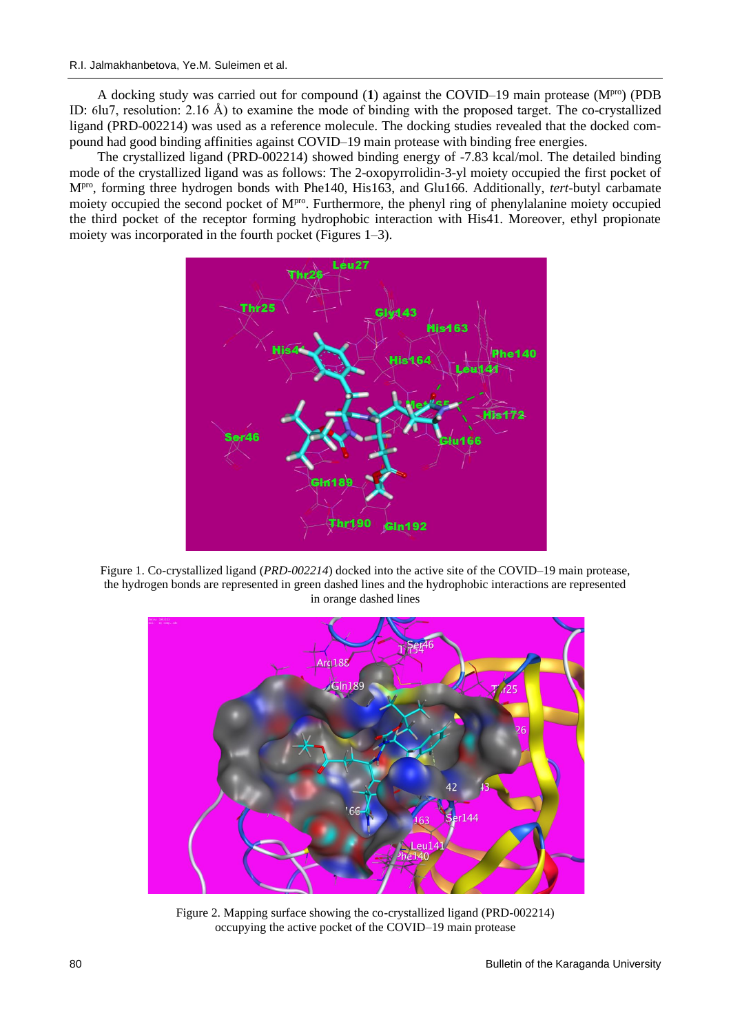A docking study was carried out for compound (**1**) against the COVID–19 main protease (M[pro]) (PDB ID: 6lu7, resolution: 2.16 Å) to examine the mode of binding with the proposed target. The co-crystallized ligand (PRD-002214) was used as a reference molecule. The docking studies revealed that the docked compound had good binding affinities against COVID–19 main protease with binding free energies.

The crystallized ligand (PRD-002214) showed binding energy of -7.83 kcal/mol. The detailed binding mode of the crystallized ligand was as follows: The 2-oxopyrrolidin-3-yl moiety occupied the first pocket of M[pro], forming three hydrogen bonds with Phe140, His163, and Glu166. Additionally, *tert*-butyl carbamate moiety occupied the second pocket of M[pro]. Furthermore, the phenyl ring of phenylalanine moiety occupied the third pocket of the receptor forming hydrophobic interaction with His41. Moreover, ethyl propionate moiety was incorporated in the fourth pocket (Figures 1–3).

Figure 1. Co-crystallized ligand (*PRD-002214*) docked into the active site of the COVID–19 main protease, the hydrogen bonds are represented in green dashed lines and the hydrophobic interactions are represented in orange dashed lines

Figure 2. Mapping surface showing the co-crystallized ligand (PRD-002214) occupying the active pocket of the COVID–19 main protease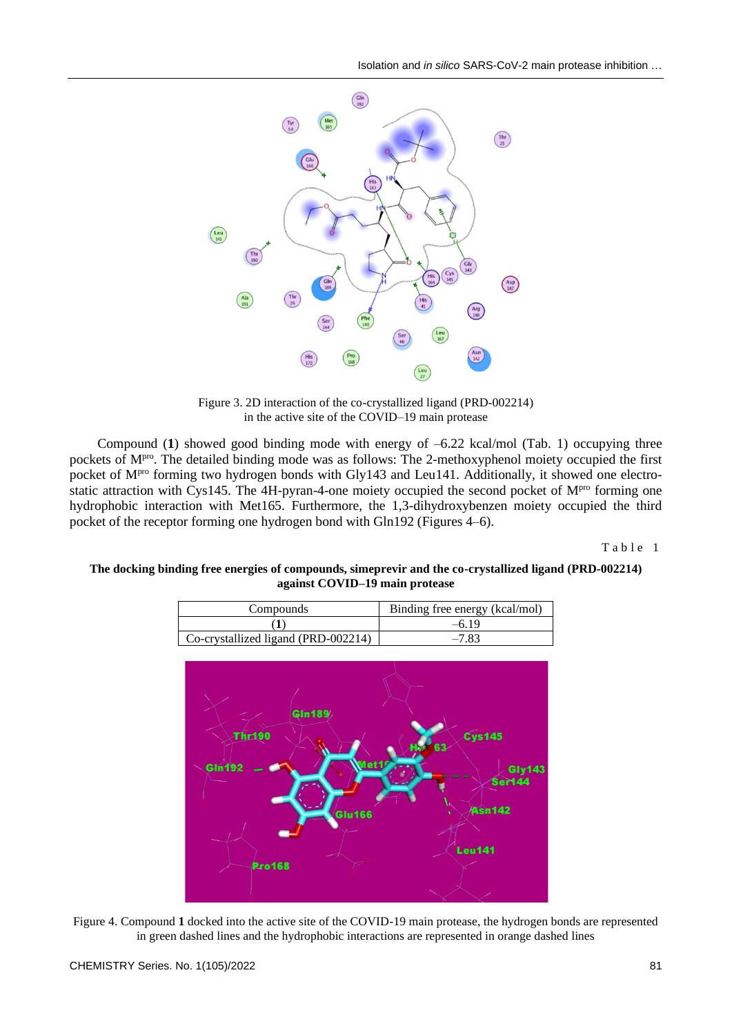Figure 3. 2D interaction of the co-crystallized ligand (PRD-002214) in the active site of the COVID–19 main protease

Compound (**1**) showed good binding mode with energy of –6.22 kcal/mol (Tab. 1) occupying three pockets of M$^{pro}$. The detailed binding mode was as follows: The 2-methoxyphenol moiety occupied the first pocket of M$^{pro}$ forming two hydrogen bonds with Gly143 and Leu141. Additionally, it showed one electrostatic attraction with Cys145. The 4H-pyran-4-one moiety occupied the second pocket of M$^{pro}$ forming one hydrophobic interaction with Met165. Furthermore, the 1,3-dihydroxybenzen moiety occupied the third pocket of the receptor forming one hydrogen bond with Gln192 (Figures 4–6).

Table 1

**The docking binding free energies of compounds, simeprevir and the co-crystallized ligand (PRD-002214) against COVID–19 main protease**

| Compounds | Binding free energy (kcal/mol) |
|---|---|
| (**1**) | –6.19 |
| Co-crystallized ligand (PRD-002214) | –7.83 |

Figure 4. Compound **1** docked into the active site of the COVID-19 main protease, the hydrogen bonds are represented in green dashed lines and the hydrophobic interactions are represented in orange dashed lines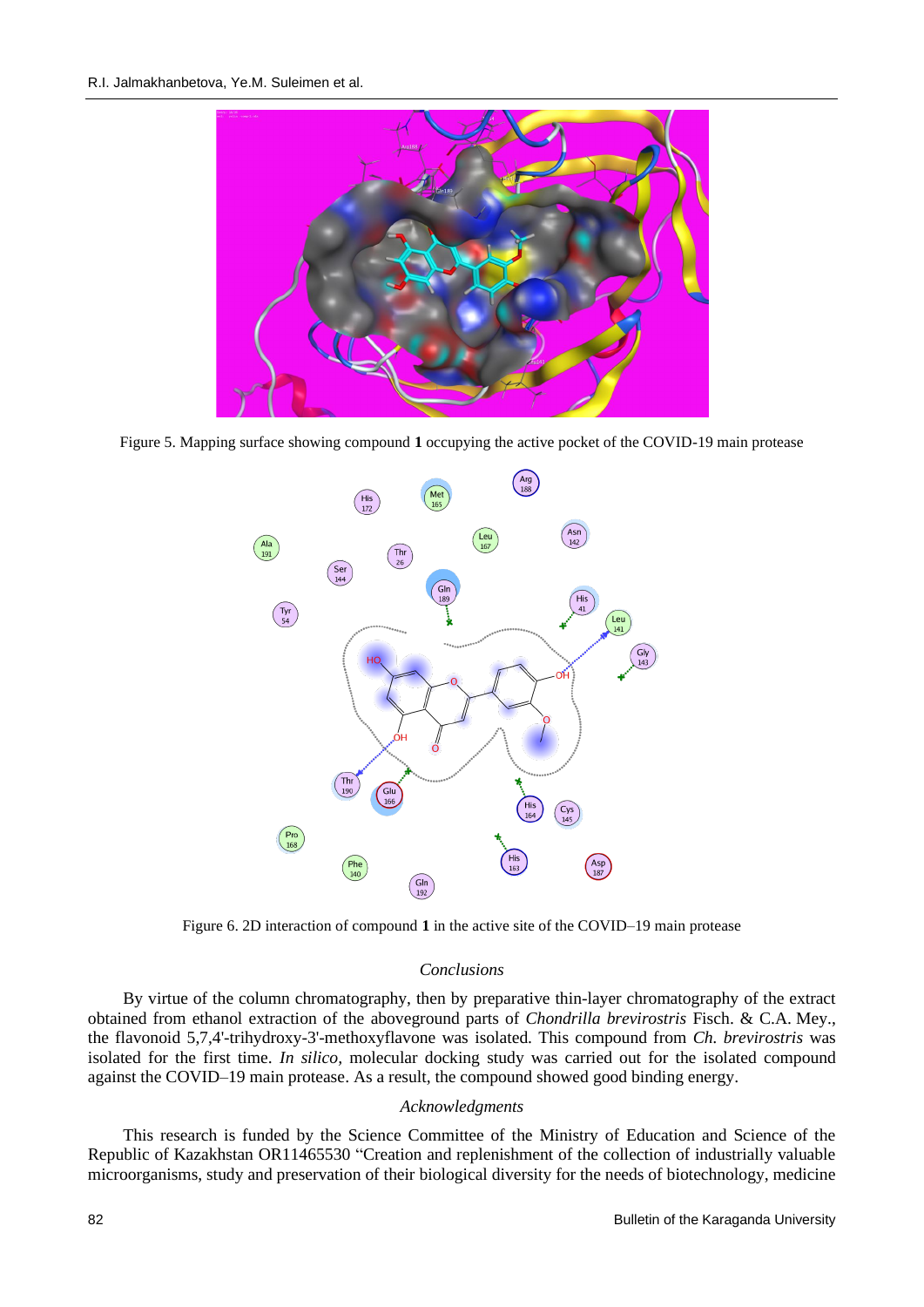Figure 5. Mapping surface showing compound **1** occupying the active pocket of the COVID-19 main protease

Figure 6. 2D interaction of compound **1** in the active site of the COVID–19 main protease

### *Conclusions*

By virtue of the column chromatography, then by preparative thin-layer chromatography of the extract obtained from ethanol extraction of the aboveground parts of *Chondrilla brevirostris* Fisch. & C.A. Mey., the flavonoid 5,7,4'-trihydroxy-3'-methoxyflavone was isolated. This compound from *Ch. brevirostris* was isolated for the first time. *In silico*, molecular docking study was carried out for the isolated compound against the COVID–19 main protease. As a result, the compound showed good binding energy.

### *Acknowledgments*

This research is funded by the Science Committee of the Ministry of Education and Science of the Republic of Kazakhstan OR11465530 "Creation and replenishment of the collection of industrially valuable microorganisms, study and preservation of their biological diversity for the needs of biotechnology, medicine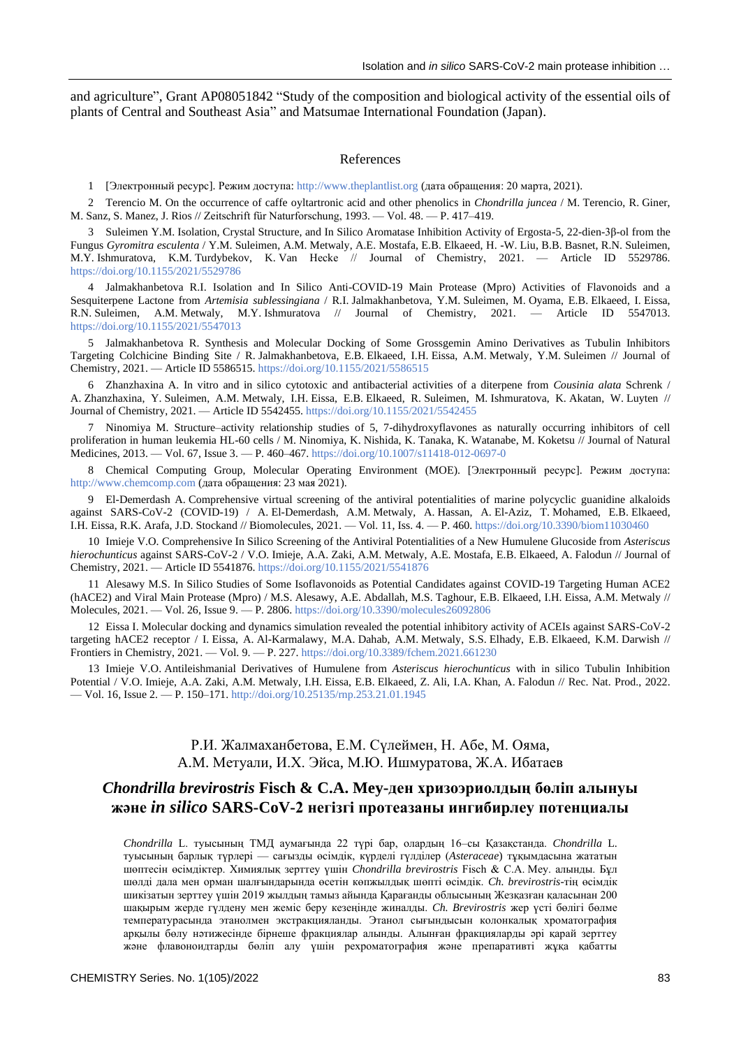and agriculture", Grant AP08051842 "Study of the composition and biological activity of the essential oils of plants of Central and Southeast Asia" and Matsumae International Foundation (Japan).

## References

1 [Электронный ресурс]. Режим доступа: http://www.theplantlist.org (дата обращения: 20 марта, 2021).

2 Terencio M. On the occurrence of caffe oyltartronic acid and other phenolics in *Chondrilla juncea* / M. Terencio, R. Giner, M. Sanz, S. Manez, J. Rios // Zeitschrift für Naturforschung, 1993. — Vol. 48. — P. 417–419.

3 Suleimen Y.M. Isolation, Crystal Structure, and In Silico Aromatase Inhibition Activity of Ergosta-5, 22-dien-3β-ol from the Fungus *Gyromitra esculenta* / Y.M. Suleimen, A.M. Metwaly, A.E. Mostafa, E.B. Elkaeed, H. -W. Liu, B.B. Basnet, R.N. Suleimen, M.Y. Ishmuratova, K.M. Turdybekov, K. Van Hecke // Journal of Chemistry, 2021. — Article ID 5529786. https://doi.org/10.1155/2021/5529786

4 Jalmakhanbetova R.I. Isolation and In Silico Anti-COVID-19 Main Protease (Mpro) Activities of Flavonoids and a Sesquiterpene Lactone from *Artemisia sublessingiana* / R.I. Jalmakhanbetova, Y.M. Suleimen, M. Oyama, E.B. Elkaeed, I. Eissa, R.N. Suleimen, A.M. Metwaly, M.Y. Ishmuratova // Journal of Chemistry, 2021. — Article ID 5547013. https://doi.org/10.1155/2021/5547013

5 Jalmakhanbetova R. Synthesis and Molecular Docking of Some Grossgemin Amino Derivatives as Tubulin Inhibitors Targeting Colchicine Binding Site / R. Jalmakhanbetova, E.B. Elkaeed, I.H. Eissa, A.M. Metwaly, Y.M. Suleimen // Journal of Chemistry, 2021. — Article ID 5586515. https://doi.org/10.1155/2021/5586515

6 Zhanzhaxina A. In vitro and in silico cytotoxic and antibacterial activities of a diterpene from *Cousinia alata* Schrenk / A. Zhanzhaxina, Y. Suleimen, A.M. Metwaly, I.H. Eissa, E.B. Elkaeed, R. Suleimen, M. Ishmuratova, K. Akatan, W. Luyten // Journal of Chemistry, 2021. — Article ID 5542455. https://doi.org/10.1155/2021/5542455

7 Ninomiya M. Structure–activity relationship studies of 5, 7-dihydroxyflavones as naturally occurring inhibitors of cell proliferation in human leukemia HL-60 cells / M. Ninomiya, K. Nishida, K. Tanaka, K. Watanabe, M. Koketsu // Journal of Natural Medicines, 2013. — Vol. 67, Issue 3. — P. 460–467. https://doi.org/10.1007/s11418-012-0697-0

8 Chemical Computing Group, Molecular Operating Environment (MOE). [Электронный ресурс]. Режим доступа: http://www.chemcomp.com (дата обращения: 23 мая 2021).

9 El-Demerdash A. Comprehensive virtual screening of the antiviral potentialities of marine polycyclic guanidine alkaloids against SARS-CoV-2 (COVID-19) / A. El-Demerdash, A.M. Metwaly, A. Hassan, A. El-Aziz, T. Mohamed, E.B. Elkaeed, I.H. Eissa, R.K. Arafa, J.D. Stockand // Biomolecules, 2021. — Vol. 11, Iss. 4. — P. 460. https://doi.org/10.3390/biom11030460

10 Imieje V.O. Comprehensive In Silico Screening of the Antiviral Potentialities of a New Humulene Glucoside from *Asteriscus hierochunticus* against SARS-CoV-2 / V.O. Imieje, A.A. Zaki, A.M. Metwaly, A.E. Mostafa, E.B. Elkaeed, A. Falodun // Journal of Chemistry, 2021. — Article ID 5541876. https://doi.org/10.1155/2021/5541876

11 Alesawy M.S. In Silico Studies of Some Isoflavonoids as Potential Candidates against COVID-19 Targeting Human ACE2 (hACE2) and Viral Main Protease (Mpro) / M.S. Alesawy, A.E. Abdallah, M.S. Taghour, E.B. Elkaeed, I.H. Eissa, A.M. Metwaly // Molecules, 2021. — Vol. 26, Issue 9. — P. 2806. https://doi.org/10.3390/molecules26092806

12 Eissa I. Molecular docking and dynamics simulation revealed the potential inhibitory activity of ACEIs against SARS-CoV-2 targeting hACE2 receptor / I. Eissa, A. Al-Karmalawy, M.A. Dahab, A.M. Metwaly, S.S. Elhady, E.B. Elkaeed, K.M. Darwish // Frontiers in Chemistry, 2021. — Vol. 9. — P. 227. https://doi.org/10.3389/fchem.2021.661230

13 Imieje V.O. Antileishmanial Derivatives of Humulene from *Asteriscus hierochunticus* with in silico Tubulin Inhibition Potential / V.O. Imieje, A.A. Zaki, A.M. Metwaly, I.H. Eissa, E.B. Elkaeed, Z. Ali, I.A. Khan, A. Falodun // Rec. Nat. Prod., 2022. — Vol. 16, Issue 2. — P. 150–171. http://doi.org/10.25135/rnp.253.21.01.1945

Р.И. Жалмаханбетова, Е.М. Сүлеймен, Н. Абе, М. Ояма, А.М. Метуали, И.Х. Эйса, М.Ю. Ишмуратова, Ж.А. Ибатаев

## *Chondrilla brevirostris* Fisch & C.A. Mey-ден хризоэриолдың бөліп алынуы және *in silico* SARS-CoV-2 негізгі протеазаны ингибирлеу потенциалы

*Chondrilla* L. туысының ТМД аумағында 22 түрі бар, олардың 16–сы Қазақстанда. *Chondrilla* L. туысының барлық түрлері — сағызды өсімдік, күрделі гүлділер (*Asteraceae*) тұқымдасына жататын шөптесін өсімдіктер. Химиялық зерттеу үшін *Chondrilla brevirostris* Fisch & C.A. Mey. алынды. Бұл шөлді дала мен орман шалғындарында өсетін көпжылдық шөпті өсімдік. *Ch. brevirostris*-тің өсімдік шикізатын зерттеу үшін 2019 жылдың тамыз айында Қарағанды облысының Жезқазған қаласынан 200 шақырым жерде гүлдену мен жеміс беру кезеңінде жиналды. *Ch. Brevirostris* жер үсті бөлігі бөлме температурасында этанолмен экстракцияланды. Этанол сығындысын колонкалық хроматография арқылы бөлу нәтижесінде бірнеше фракциялар алынды. Алынған фракцияларды әрі қарай зерттеу және флавоноидтарды бөліп алу үшін рехроматография және препаративті жұқа қабатты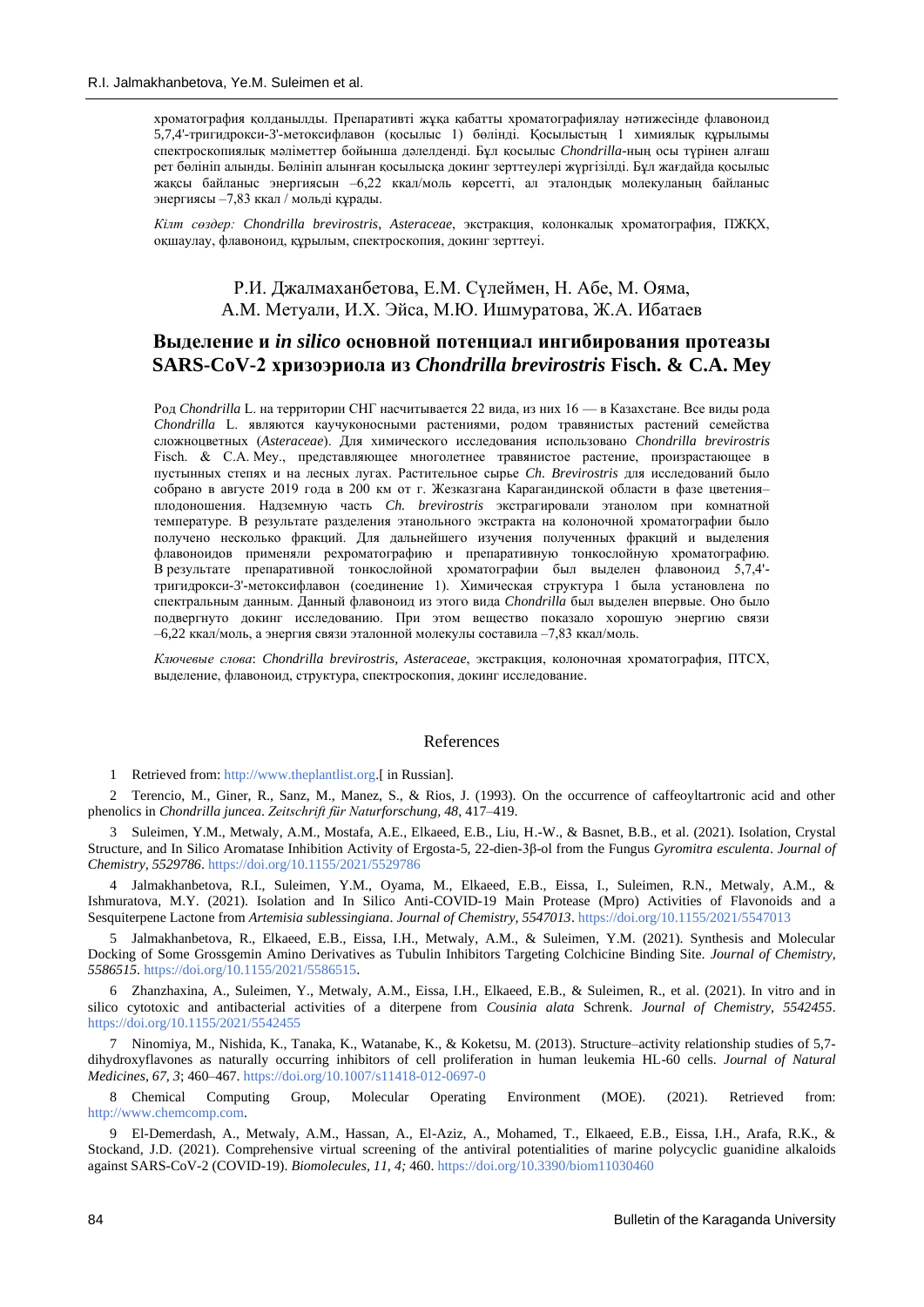хроматография қолданылды. Препаративті жұқа қабатты хроматографиялау нәтижесінде флавоноид 5,7,4'-тригидрокси-3'-метоксифлавон (қосылыс 1) бөлінді. Қосылыстың 1 химиялық құрылымы спектроскопиялық мәліметтер бойынша дәлелденді. Бұл қосылыс *Chondrilla*-ның осы түрінен алғаш рет бөлініп алынды. Бөлініп алынған қосылысқа докинг зерттеулері жүргізілді. Бұл жағдайда қосылыс жақсы байланыс энергиясын –6,22 ккал/моль көрсетті, ал эталондық молекуланың байланыс энергиясы –7,83 ккал / мольді құрады.

*Кілт сөздер:* *Chondrilla brevirostris*, *Asteraceae*, экстракция, колонкалық хроматография, ПЖҚХ, оқшаулау, флавоноид, құрылым, спектроскопия, докинг зерттеуі.

Р.И. Джалмаханбетова, Е.М. Сүлеймен, Н. Абе, М. Ояма, А.М. Метуали, И.Х. Эйса, М.Ю. Ишмуратова, Ж.А. Ибатаев

## Выделение и *in silico* основной потенциал ингибирования протеазы SARS-CoV-2 хризоэриола из *Chondrilla brevirostris* Fisch. & C.A. Mey

Род *Chondrilla* L. на территории СНГ насчитывается 22 вида, из них 16 — в Казахстане. Все виды рода *Chondrilla* L. являются каучуконосными растениями, родом травянистых растений семейства сложноцветных (*Asteraceae*). Для химического исследования использовано *Chondrilla brevirostris* Fisch. & C.A. Mey., представляющее многолетнее травянистое растение, произрастающее в пустынных степях и на лесных лугах. Растительное сырье *Ch. Brevirostris* для исследований было собрано в августе 2019 года в 200 км от г. Жезказгана Карагандинской области в фазе цветения–плодоношения. Надземную часть *Ch. brevirostris* экстрагировали этанолом при комнатной температуре. В результате разделения этанольного экстракта на колоночной хроматографии было получено несколько фракций. Для дальнейшего изучения полученных фракций и выделения флавоноидов применяли рехроматографию и препаративную тонкослойную хроматографию. В результате препаративной тонкослойной хроматографии был выделен флавоноид 5,7,4'-тригидрокси-3'-метоксифлавон (соединение 1). Химическая структура 1 была установлена по спектральным данным. Данный флавоноид из этого вида *Chondrilla* был выделен впервые. Оно было подвергнуто докинг исследованию. При этом вещество показало хорошую энергию связи –6,22 ккал/моль, а энергия связи эталонной молекулы составила –7,83 ккал/моль.

*Ключевые слова*: *Chondrilla brevirostris*, *Asteraceae*, экстракция, колоночная хроматография, ПТСХ, выделение, флавоноид, структура, спектроскопия, докинг исследование.

## References

1 Retrieved from: http://www.theplantlist.org.[ in Russian].

2 Terencio, M., Giner, R., Sanz, M., Manez, S., & Rios, J. (1993). On the occurrence of caffeoyltartronic acid and other phenolics in *Chondrilla juncea*. *Zeitschrift für Naturforschung, 48*, 417–419.

3 Suleimen, Y.M., Metwaly, A.M., Mostafa, A.E., Elkaeed, E.B., Liu, H.-W., & Basnet, B.B., et al. (2021). Isolation, Crystal Structure, and In Silico Aromatase Inhibition Activity of Ergosta-5, 22-dien-3β-ol from the Fungus *Gyromitra esculenta*. *Journal of Chemistry, 5529786*. https://doi.org/10.1155/2021/5529786

4 Jalmakhanbetova, R.I., Suleimen, Y.M., Oyama, M., Elkaeed, E.B., Eissa, I., Suleimen, R.N., Metwaly, A.M., & Ishmuratova, M.Y. (2021). Isolation and In Silico Anti-COVID-19 Main Protease (Mpro) Activities of Flavonoids and a Sesquiterpene Lactone from *Artemisia sublessingiana*. *Journal of Chemistry, 5547013*. https://doi.org/10.1155/2021/5547013

5 Jalmakhanbetova, R., Elkaeed, E.B., Eissa, I.H., Metwaly, A.M., & Suleimen, Y.M. (2021). Synthesis and Molecular Docking of Some Grossgemin Amino Derivatives as Tubulin Inhibitors Targeting Colchicine Binding Site. *Journal of Chemistry, 5586515*. https://doi.org/10.1155/2021/5586515.

6 Zhanzhaxina, A., Suleimen, Y., Metwaly, A.M., Eissa, I.H., Elkaeed, E.B., & Suleimen, R., et al. (2021). In vitro and in silico cytotoxic and antibacterial activities of a diterpene from *Cousinia alata* Schrenk. *Journal of Chemistry, 5542455*. https://doi.org/10.1155/2021/5542455

7 Ninomiya, M., Nishida, K., Tanaka, K., Watanabe, K., & Koketsu, M. (2013). Structure–activity relationship studies of 5,7-dihydroxyflavones as naturally occurring inhibitors of cell proliferation in human leukemia HL-60 cells. *Journal of Natural Medicines, 67, 3*; 460–467. https://doi.org/10.1007/s11418-012-0697-0

8 Chemical Computing Group, Molecular Operating Environment (MOE). (2021). Retrieved from: http://www.chemcomp.com.

9 El-Demerdash, A., Metwaly, A.M., Hassan, A., El-Aziz, A., Mohamed, T., Elkaeed, E.B., Eissa, I.H., Arafa, R.K., & Stockand, J.D. (2021). Comprehensive virtual screening of the antiviral potentialities of marine polycyclic guanidine alkaloids against SARS-CoV-2 (COVID-19). *Biomolecules, 11, 4;* 460. https://doi.org/10.3390/biom11030460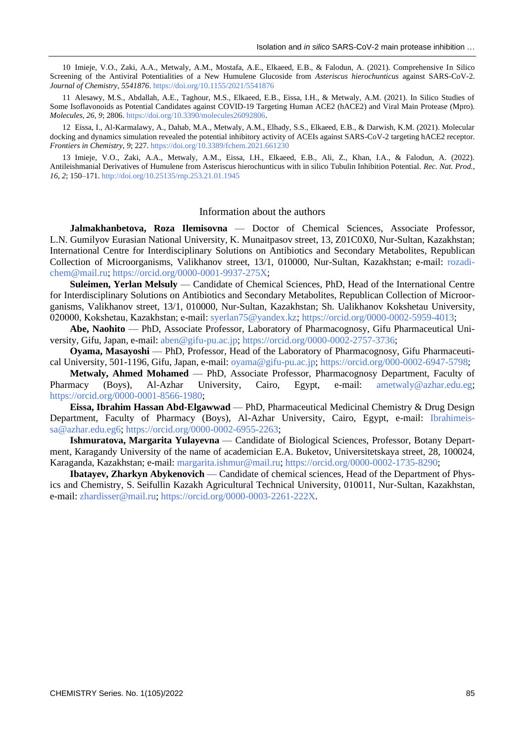10 Imieje, V.O., Zaki, A.A., Metwaly, A.M., Mostafa, A.E., Elkaeed, E.B., & Falodun, A. (2021). Comprehensive In Silico Screening of the Antiviral Potentialities of a New Humulene Glucoside from *Asteriscus hierochunticus* against SARS-CoV-2. *Journal of Chemistry, 5541876*. https://doi.org/10.1155/2021/5541876

11 Alesawy, M.S., Abdallah, A.E., Taghour, M.S., Elkaeed, E.B., Eissa, I.H., & Metwaly, A.M. (2021). In Silico Studies of Some Isoflavonoids as Potential Candidates against COVID-19 Targeting Human ACE2 (hACE2) and Viral Main Protease (Mpro). *Molecules, 26, 9*; 2806. https://doi.org/10.3390/molecules26092806.

12 Eissa, I., Al-Karmalawy, A., Dahab, M.A., Metwaly, A.M., Elhady, S.S., Elkaeed, E.B., & Darwish, K.M. (2021). Molecular docking and dynamics simulation revealed the potential inhibitory activity of ACEIs against SARS-CoV-2 targeting hACE2 receptor. *Frontiers in Chemistry, 9*; 227. https://doi.org/10.3389/fchem.2021.661230

13 Imieje, V.O., Zaki, A.A., Metwaly, A.M., Eissa, I.H., Elkaeed, E.B., Ali, Z., Khan, I.A., & Falodun, A. (2022). Antileishmanial Derivatives of Humulene from Asteriscus hierochunticus with in silico Tubulin Inhibition Potential. *Rec. Nat. Prod., 16, 2*; 150–171. http://doi.org/10.25135/rnp.253.21.01.1945

## Information about the authors

**Jalmakhanbetova, Roza Ilemisovna** — Doctor of Chemical Sciences, Associate Professor, L.N. Gumilyov Eurasian National University, K. Munaitpasov street, 13, Z01C0X0, Nur-Sultan, Kazakhstan; International Centre for Interdisciplinary Solutions on Antibiotics and Secondary Metabolites, Republican Collection of Microorganisms, Valikhanov street, 13/1, 010000, Nur-Sultan, Kazakhstan; e-mail: rozadichem@mail.ru; https://orcid.org/0000-0001-9937-275X;

**Suleimen, Yerlan Melsuly** — Candidate of Chemical Sciences, PhD, Head of the International Centre for Interdisciplinary Solutions on Antibiotics and Secondary Metabolites, Republican Collection of Microorganisms, Valikhanov street, 13/1, 010000, Nur-Sultan, Kazakhstan; Sh. Ualikhanov Kokshetau University, 020000, Kokshetau, Kazakhstan; e-mail: syerlan75@yandex.kz; https://orcid.org/0000-0002-5959-4013;

**Abe, Naohito** — PhD, Associate Professor, Laboratory of Pharmacognosy, Gifu Pharmaceutical University, Gifu, Japan, e-mail: aben@gifu-pu.ac.jp; https://orcid.org/0000-0002-2757-3736;

**Oyama, Masayoshi** — PhD, Professor, Head of the Laboratory of Pharmacognosy, Gifu Pharmaceutical University, 501-1196, Gifu, Japan, e-mail: oyama@gifu-pu.ac.jp; https://orcid.org/000-0002-6947-5798;

**Metwaly, Ahmed Mohamed** — PhD, Associate Professor, Pharmacognosy Department, Faculty of Pharmacy (Boys), Al-Azhar University, Cairo, Egypt, e-mail: ametwaly@azhar.edu.eg; https://orcid.org/0000-0001-8566-1980;

**Eissa, Ibrahim Hassan Abd-Elgawwad** — PhD, Pharmaceutical Medicinal Chemistry & Drug Design Department, Faculty of Pharmacy (Boys), Al-Azhar University, Cairo, Egypt, e-mail: Ibrahimeissa@azhar.edu.eg6; https://orcid.org/0000-0002-6955-2263;

**Ishmuratova, Margarita Yulayevna** — Candidate of Biological Sciences, Professor, Botany Department, Karagandy University of the name of academician E.A. Buketov, Universitetskaya street, 28, 100024, Karaganda, Kazakhstan; e-mail: margarita.ishmur@mail.ru; https://orcid.org/0000-0002-1735-8290;

**Ibatayev, Zharkyn Abykenovich** — Candidate of chemical sciences, Head of the Department of Physics and Chemistry, S. Seifullin Kazakh Agricultural Technical University, 010011, Nur-Sultan, Kazakhstan, e-mail: zhardisser@mail.ru; https://orcid.org/0000-0003-2261-222X.